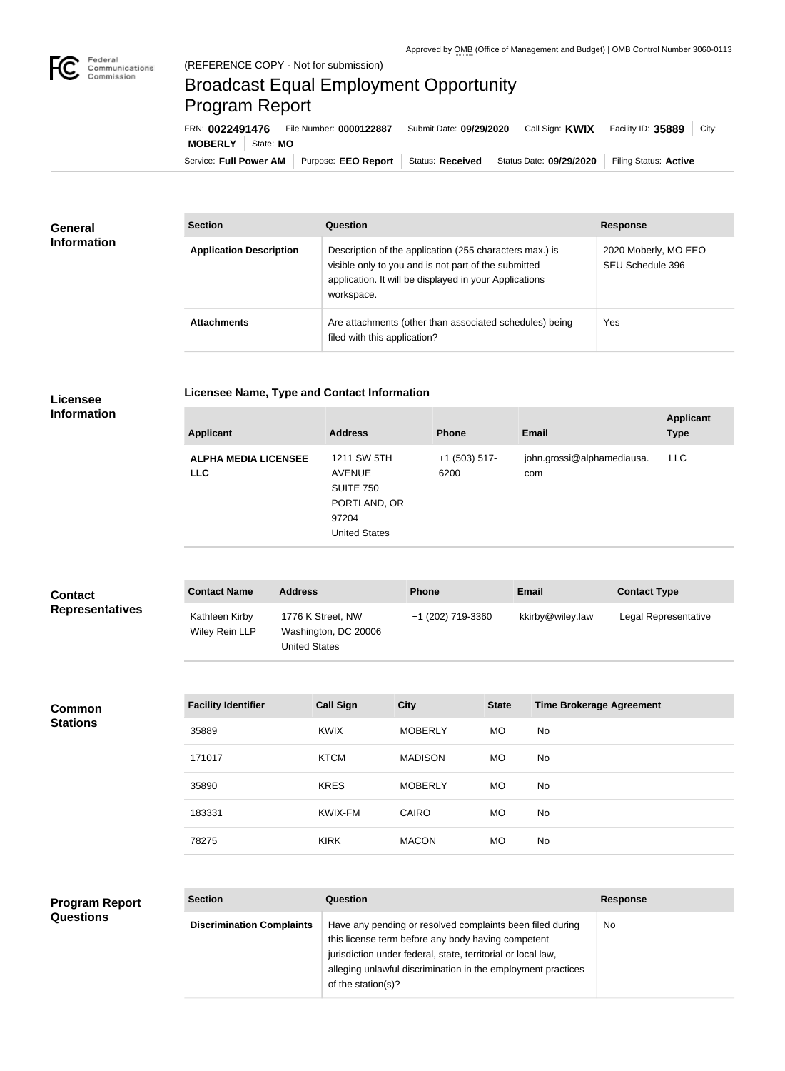Approved by OMB (Office of Management and Budget) | OMB Control Number 3060-0113

(REFERENCE COPY - Not for submission)

# Broadcast Equal Employment Opportunity Program Report

FRN: **0022491476** | File Number: **0000122887** | Submit Date: **09/29/2020** | Call Sign: **KWIX** | Facility ID: **35889** | City: **MOBERLY** | State: **MO**

Service: **Full Power AM** | Purpose: **EEO Report** | Status: **Received** | Status Date: **09/29/2020** | Filing Status: **Active**

## General Information

| Section | Question | Response |
| --- | --- | --- |
| **Application Description** | Description of the application (255 characters max.) is visible only to you and is not part of the submitted application. It will be displayed in your Applications workspace. | 2020 Moberly, MO EEO SEU Schedule 396 |
| **Attachments** | Are attachments (other than associated schedules) being filed with this application? | Yes |

## Licensee Information

### Licensee Name, Type and Contact Information

| Applicant | Address | Phone | Email | Applicant Type |
| --- | --- | --- | --- | --- |
| **ALPHA MEDIA LICENSEE LLC** | 1211 SW 5TH AVENUE SUITE 750 PORTLAND, OR 97204 United States | +1 (503) 517-6200 | john.grossi@alphamediausa.com | LLC |

## Contact Representatives

| Contact Name | Address | Phone | Email | Contact Type |
| --- | --- | --- | --- | --- |
| Kathleen Kirby Wiley Rein LLP | 1776 K Street, NW Washington, DC 20006 United States | +1 (202) 719-3360 | kkirby@wiley.law | Legal Representative |

## Common Stations

| Facility Identifier | Call Sign | City | State | Time Brokerage Agreement |
| --- | --- | --- | --- | --- |
| 35889 | KWIX | MOBERLY | MO | No |
| 171017 | KTCM | MADISON | MO | No |
| 35890 | KRES | MOBERLY | MO | No |
| 183331 | KWIX-FM | CAIRO | MO | No |
| 78275 | KIRK | MACON | MO | No |

## Program Report Questions

| Section | Question | Response |
| --- | --- | --- |
| **Discrimination Complaints** | Have any pending or resolved complaints been filed during this license term before any body having competent jurisdiction under federal, state, territorial or local law, alleging unlawful discrimination in the employment practices of the station(s)? | No |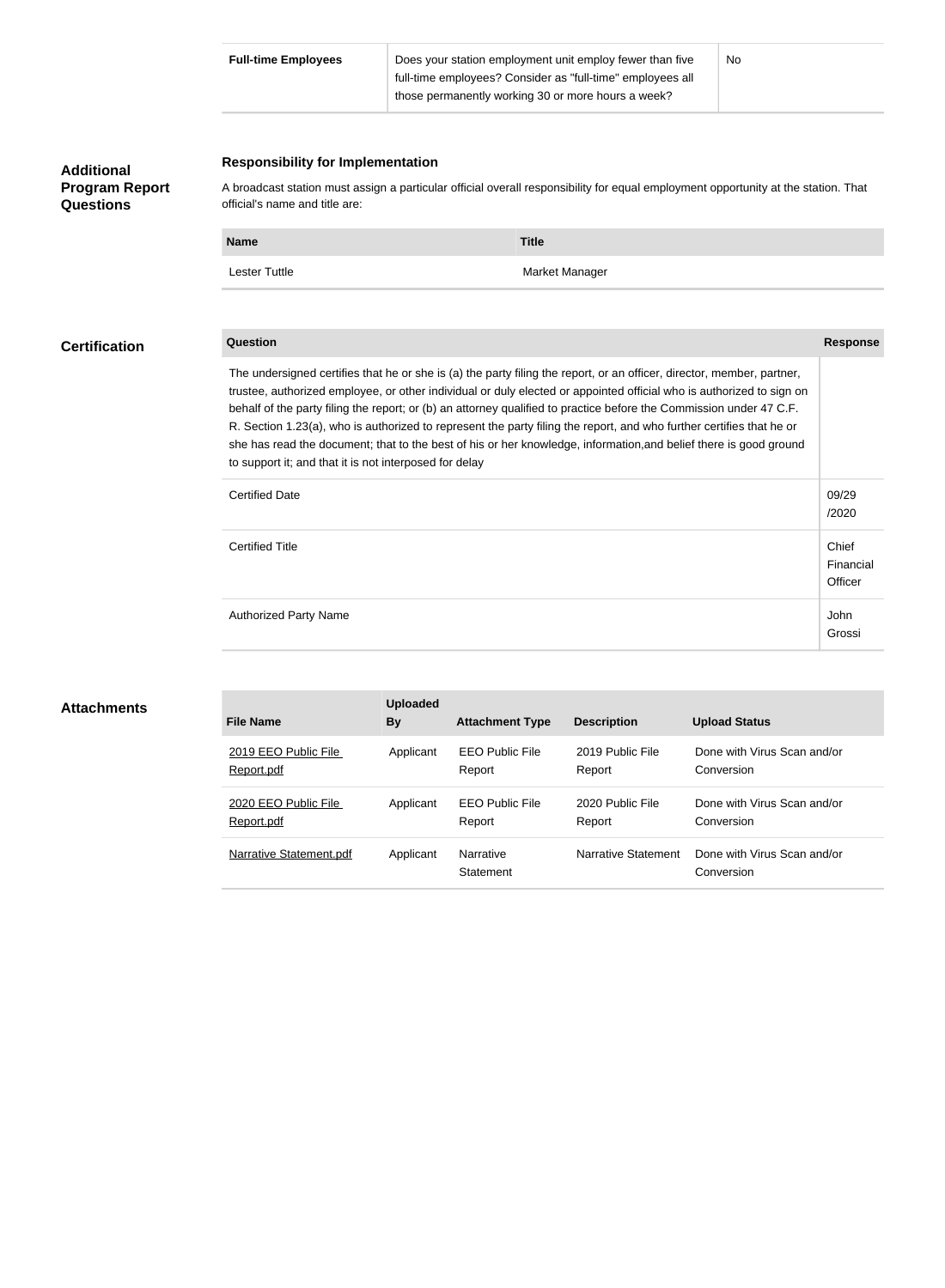| | | |
|---|---|---|
| **Full-time Employees** | Does your station employment unit employ fewer than five full-time employees? Consider as "full-time" employees all those permanently working 30 or more hours a week? | No |

## Additional Program Report Questions

### Responsibility for Implementation

A broadcast station must assign a particular official overall responsibility for equal employment opportunity at the station. That official's name and title are:

| Name | Title |
|---|---|
| Lester Tuttle | Market Manager |

## Certification

| Question | Response |
|---|---|
| The undersigned certifies that he or she is (a) the party filing the report, or an officer, director, member, partner, trustee, authorized employee, or other individual or duly elected or appointed official who is authorized to sign on behalf of the party filing the report; or (b) an attorney qualified to practice before the Commission under 47 C.F. R. Section 1.23(a), who is authorized to represent the party filing the report, and who further certifies that he or she has read the document; that to the best of his or her knowledge, information,and belief there is good ground to support it; and that it is not interposed for delay | |
| Certified Date | 09/29/2020 |
| Certified Title | Chief Financial Officer |
| Authorized Party Name | John Grossi |

## Attachments

| File Name | Uploaded By | Attachment Type | Description | Upload Status |
|---|---|---|---|---|
| 2019 EEO Public File Report.pdf | Applicant | EEO Public File Report | 2019 Public File Report | Done with Virus Scan and/or Conversion |
| 2020 EEO Public File Report.pdf | Applicant | EEO Public File Report | 2020 Public File Report | Done with Virus Scan and/or Conversion |
| Narrative Statement.pdf | Applicant | Narrative Statement | Narrative Statement | Done with Virus Scan and/or Conversion |